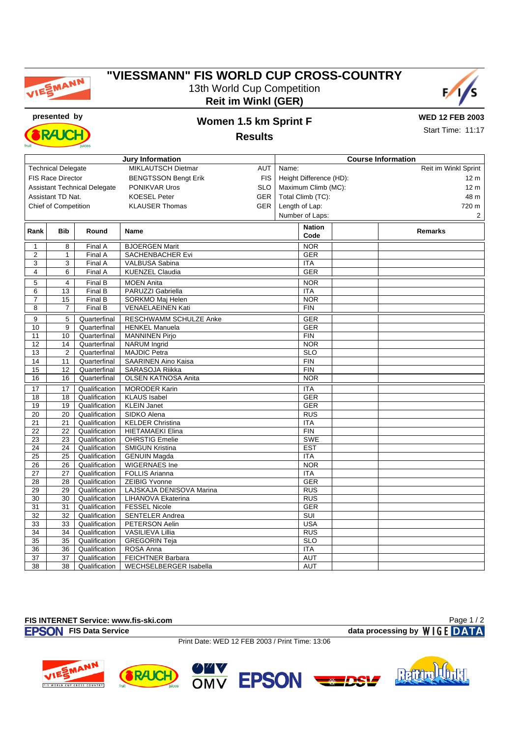# "VIESSMANN" FIS WORLD CUP CROSS-COUNTRY

13th World Cup Competition

**Reit im Winkl (GER)**

**presented by**

## Women 1.5 km Sprint F

**Results**

**WED 12 FEB 2003**

Start Time: 11:17

| Jury Information | | | Course Information | |
|---|---|---|---|---|
| Technical Delegate | MIKLAUTSCH Dietmar | AUT | Name: | Reit im Winkl Sprint |
| FIS Race Director | BENGTSSON Bengt Erik | FIS | Height Difference (HD): | 12 m |
| Assistant Technical Delegate | PONIKVAR Uros | SLO | Maximum Climb (MC): | 12 m |
| Assistant TD Nat. | KOESEL Peter | GER | Total Climb (TC): | 48 m |
| Chief of Competition | KLAUSER Thomas | GER | Length of Lap: | 720 m |
| | | | Number of Laps: | 2 |

| Rank | Bib | Round | Name | Nation Code | | Remarks |
|---|---|---|---|---|---|---|
| 1 | 8 | Final A | BJOERGEN Marit | NOR | | |
| 2 | 1 | Final A | SACHENBACHER Evi | GER | | |
| 3 | 3 | Final A | VALBUSA Sabina | ITA | | |
| 4 | 6 | Final A | KUENZEL Claudia | GER | | |
| 5 | 4 | Final B | MOEN Anita | NOR | | |
| 6 | 13 | Final B | PARUZZI Gabriella | ITA | | |
| 7 | 15 | Final B | SORKMO Maj Helen | NOR | | |
| 8 | 7 | Final B | VENAELAEINEN Kati | FIN | | |
| 9 | 5 | Quarterfinal | RESCHWAMM SCHULZE Anke | GER | | |
| 10 | 9 | Quarterfinal | HENKEL Manuela | GER | | |
| 11 | 10 | Quarterfinal | MANNINEN Pirjo | FIN | | |
| 12 | 14 | Quarterfinal | NARUM Ingrid | NOR | | |
| 13 | 2 | Quarterfinal | MAJDIC Petra | SLO | | |
| 14 | 11 | Quarterfinal | SAARINEN Aino Kaisa | FIN | | |
| 15 | 12 | Quarterfinal | SARASOJA Riikka | FIN | | |
| 16 | 16 | Quarterfinal | OLSEN KATNOSA Anita | NOR | | |
| 17 | 17 | Qualification | MORODER Karin | ITA | | |
| 18 | 18 | Qualification | KLAUS Isabel | GER | | |
| 19 | 19 | Qualification | KLEIN Janet | GER | | |
| 20 | 20 | Qualification | SIDKO Alena | RUS | | |
| 21 | 21 | Qualification | KELDER Christina | ITA | | |
| 22 | 22 | Qualification | HIETAMAEKI Elina | FIN | | |
| 23 | 23 | Qualification | OHRSTIG Emelie | SWE | | |
| 24 | 24 | Qualification | SMIGUN Kristina | EST | | |
| 25 | 25 | Qualification | GENUIN Magda | ITA | | |
| 26 | 26 | Qualification | WIGERNAES Ine | NOR | | |
| 27 | 27 | Qualification | FOLLIS Arianna | ITA | | |
| 28 | 28 | Qualification | ZEIBIG Yvonne | GER | | |
| 29 | 29 | Qualification | LAJSKAJA DENISOVA Marina | RUS | | |
| 30 | 30 | Qualification | LIHANOVA Ekaterina | RUS | | |
| 31 | 31 | Qualification | FESSEL Nicole | GER | | |
| 32 | 32 | Qualification | SENTELER Andrea | SUI | | |
| 33 | 33 | Qualification | PETERSON Aelin | USA | | |
| 34 | 34 | Qualification | VASILIEVA Lillia | RUS | | |
| 35 | 35 | Qualification | GREGORIN Teja | SLO | | |
| 36 | 36 | Qualification | ROSA Anna | ITA | | |
| 37 | 37 | Qualification | FEICHTNER Barbara | AUT | | |
| 38 | 38 | Qualification | WECHSELBERGER Isabella | AUT | | |

**FIS INTERNET Service: www.fis-ski.com**

**FIS Data Service** — **data processing by WIGE DATA**

Print Date: WED 12 FEB 2003 / Print Time: 13:06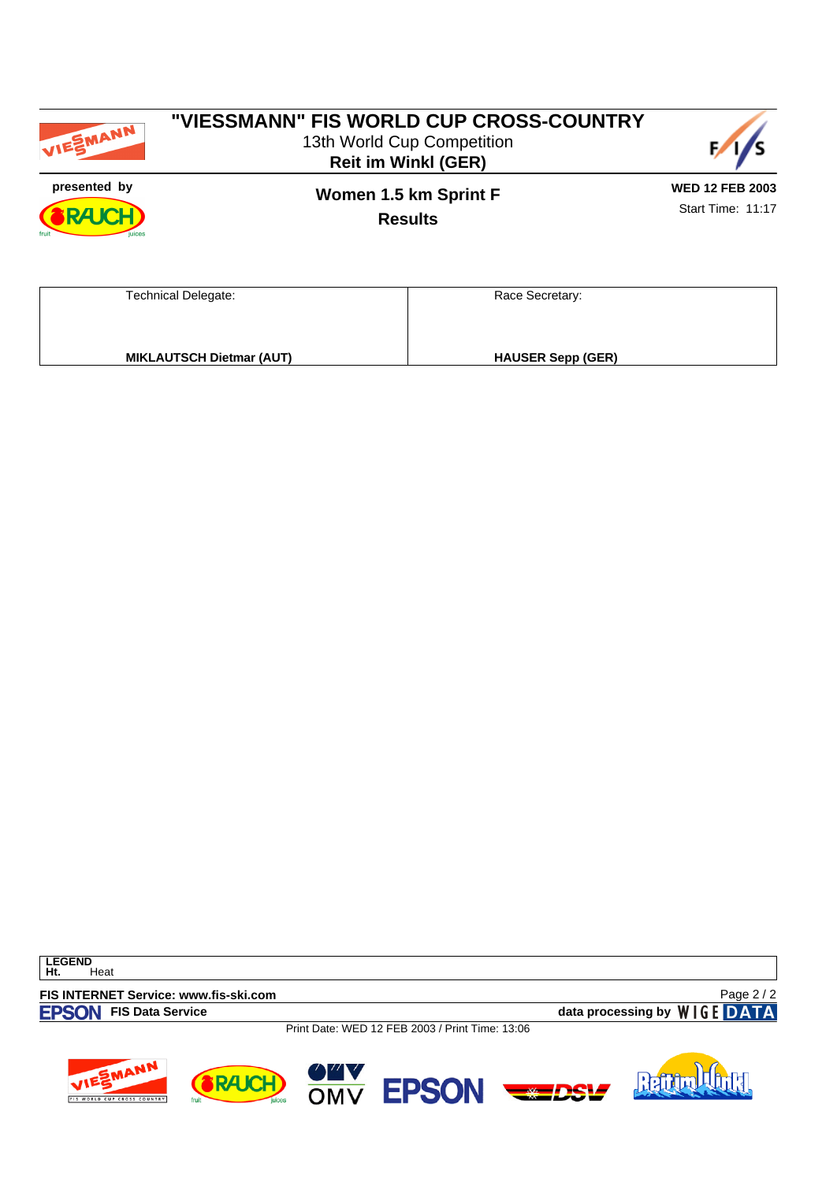# "VIESSMANN" FIS WORLD CUP CROSS-COUNTRY

13th World Cup Competition

**Reit im Winkl (GER)**

presented by

## Women 1.5 km Sprint F

## Results

**WED 12 FEB 2003**

Start Time: 11:17

| Technical Delegate: | Race Secretary: |
| --- | --- |
| **MIKLAUTSCH Dietmar (AUT)** | **HAUSER Sepp (GER)** |

**LEGEND**

**Ht.** Heat

**FIS INTERNET Service: www.fis-ski.com**

EPSON **FIS Data Service**

**data processing by** WIGE DATA

Print Date: WED 12 FEB 2003 / Print Time: 13:06